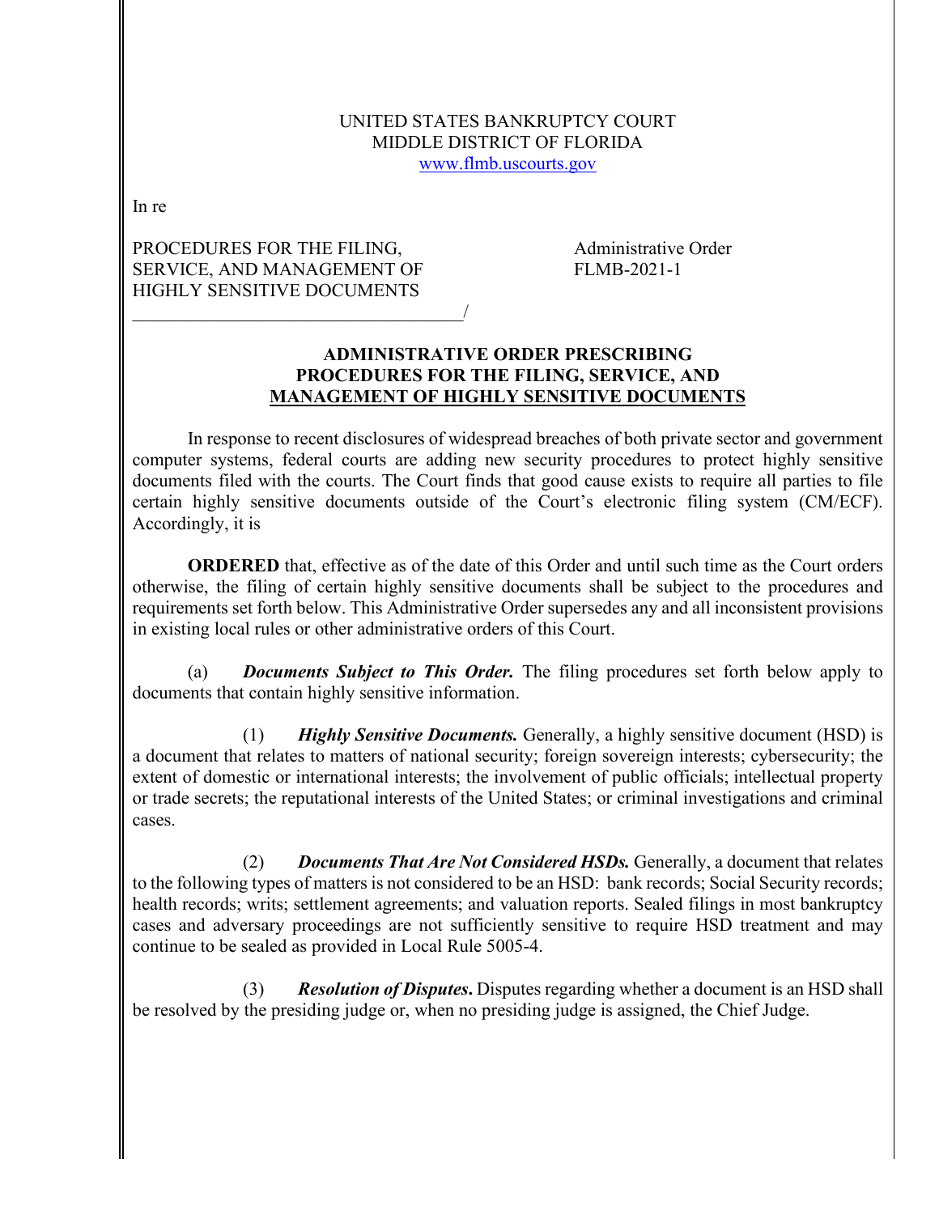UNITED STATES BANKRUPTCY COURT
MIDDLE DISTRICT OF FLORIDA
www.flmb.uscourts.gov

In re

PROCEDURES FOR THE FILING, SERVICE, AND MANAGEMENT OF HIGHLY SENSITIVE DOCUMENTS
______________________________________/

Administrative Order
FLMB-2021-1

**ADMINISTRATIVE ORDER PRESCRIBING PROCEDURES FOR THE FILING, SERVICE, AND MANAGEMENT OF HIGHLY SENSITIVE DOCUMENTS**

In response to recent disclosures of widespread breaches of both private sector and government computer systems, federal courts are adding new security procedures to protect highly sensitive documents filed with the courts. The Court finds that good cause exists to require all parties to file certain highly sensitive documents outside of the Court's electronic filing system (CM/ECF). Accordingly, it is

**ORDERED** that, effective as of the date of this Order and until such time as the Court orders otherwise, the filing of certain highly sensitive documents shall be subject to the procedures and requirements set forth below. This Administrative Order supersedes any and all inconsistent provisions in existing local rules or other administrative orders of this Court.

(a) ***Documents Subject to This Order.*** The filing procedures set forth below apply to documents that contain highly sensitive information.

(1) ***Highly Sensitive Documents.*** Generally, a highly sensitive document (HSD) is a document that relates to matters of national security; foreign sovereign interests; cybersecurity; the extent of domestic or international interests; the involvement of public officials; intellectual property or trade secrets; the reputational interests of the United States; or criminal investigations and criminal cases.

(2) ***Documents That Are Not Considered HSDs.*** Generally, a document that relates to the following types of matters is not considered to be an HSD: bank records; Social Security records; health records; writs; settlement agreements; and valuation reports. Sealed filings in most bankruptcy cases and adversary proceedings are not sufficiently sensitive to require HSD treatment and may continue to be sealed as provided in Local Rule 5005-4.

(3) ***Resolution of Disputes.*** Disputes regarding whether a document is an HSD shall be resolved by the presiding judge or, when no presiding judge is assigned, the Chief Judge.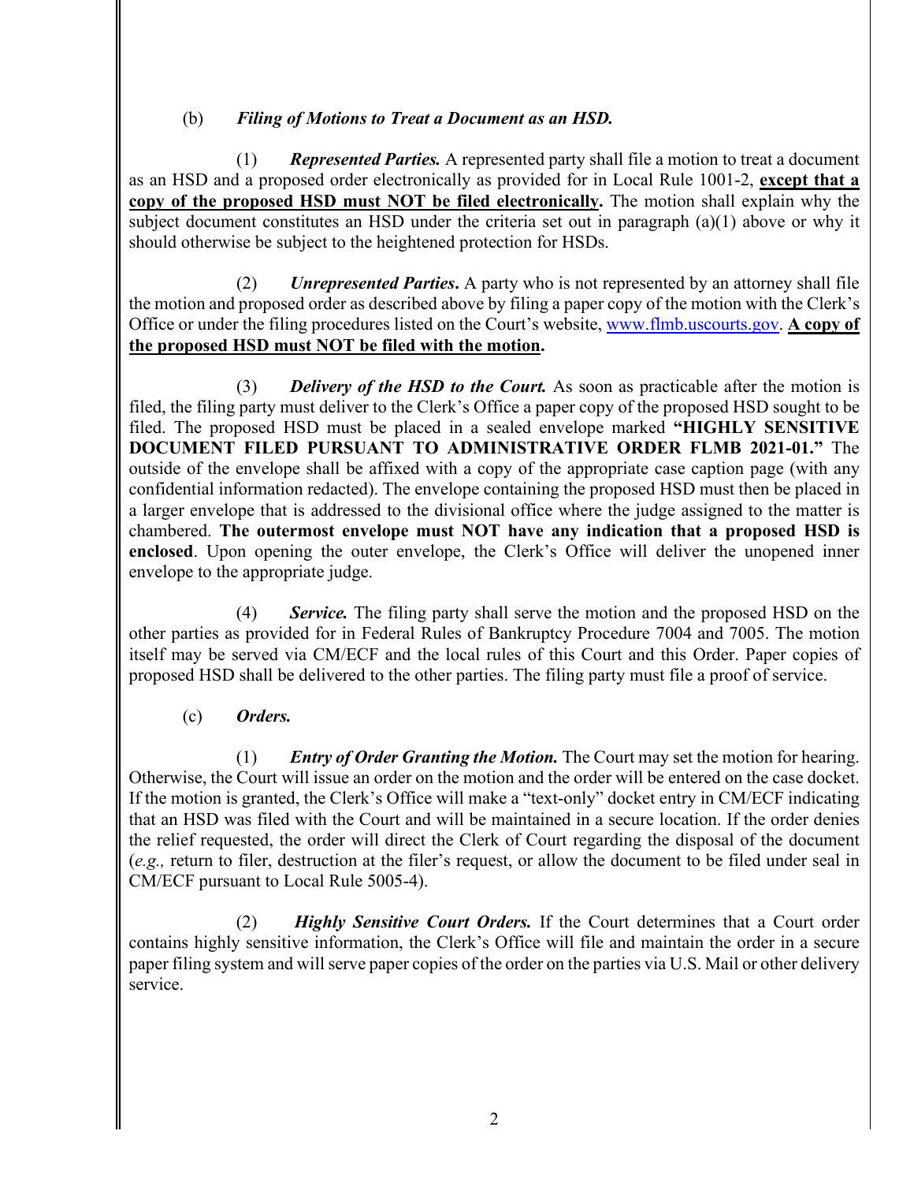(b) ***Filing of Motions to Treat a Document as an HSD.***

(1) ***Represented Parties.*** A represented party shall file a motion to treat a document as an HSD and a proposed order electronically as provided for in Local Rule 1001-2, **<u>except that a copy of the proposed HSD must NOT be filed electronically</u>.** The motion shall explain why the subject document constitutes an HSD under the criteria set out in paragraph (a)(1) above or why it should otherwise be subject to the heightened protection for HSDs.

(2) ***Unrepresented Parties***. A party who is not represented by an attorney shall file the motion and proposed order as described above by filing a paper copy of the motion with the Clerk's Office or under the filing procedures listed on the Court's website, www.flmb.uscourts.gov. **<u>A copy of the proposed HSD must NOT be filed with the motion</u>.**

(3) ***Delivery of the HSD to the Court.*** As soon as practicable after the motion is filed, the filing party must deliver to the Clerk's Office a paper copy of the proposed HSD sought to be filed. The proposed HSD must be placed in a sealed envelope marked **"HIGHLY SENSITIVE DOCUMENT FILED PURSUANT TO ADMINISTRATIVE ORDER FLMB 2021-01."** The outside of the envelope shall be affixed with a copy of the appropriate case caption page (with any confidential information redacted). The envelope containing the proposed HSD must then be placed in a larger envelope that is addressed to the divisional office where the judge assigned to the matter is chambered. **The outermost envelope must NOT have any indication that a proposed HSD is enclosed**. Upon opening the outer envelope, the Clerk's Office will deliver the unopened inner envelope to the appropriate judge.

(4) ***Service.*** The filing party shall serve the motion and the proposed HSD on the other parties as provided for in Federal Rules of Bankruptcy Procedure 7004 and 7005. The motion itself may be served via CM/ECF and the local rules of this Court and this Order. Paper copies of proposed HSD shall be delivered to the other parties. The filing party must file a proof of service.

(c) ***Orders.***

(1) ***Entry of Order Granting the Motion.*** The Court may set the motion for hearing. Otherwise, the Court will issue an order on the motion and the order will be entered on the case docket. If the motion is granted, the Clerk's Office will make a "text-only" docket entry in CM/ECF indicating that an HSD was filed with the Court and will be maintained in a secure location. If the order denies the relief requested, the order will direct the Clerk of Court regarding the disposal of the document (*e.g.,* return to filer, destruction at the filer's request, or allow the document to be filed under seal in CM/ECF pursuant to Local Rule 5005-4).

(2) ***Highly Sensitive Court Orders.*** If the Court determines that a Court order contains highly sensitive information, the Clerk's Office will file and maintain the order in a secure paper filing system and will serve paper copies of the order on the parties via U.S. Mail or other delivery service.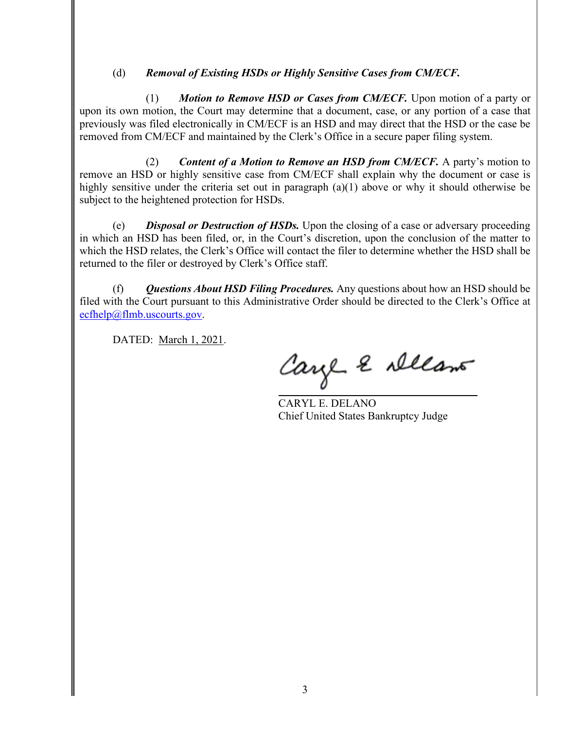(d) ***Removal of Existing HSDs or Highly Sensitive Cases from CM/ECF.***

(1) ***Motion to Remove HSD or Cases from CM/ECF.*** Upon motion of a party or upon its own motion, the Court may determine that a document, case, or any portion of a case that previously was filed electronically in CM/ECF is an HSD and may direct that the HSD or the case be removed from CM/ECF and maintained by the Clerk's Office in a secure paper filing system.

(2) ***Content of a Motion to Remove an HSD from CM/ECF.*** A party's motion to remove an HSD or highly sensitive case from CM/ECF shall explain why the document or case is highly sensitive under the criteria set out in paragraph (a)(1) above or why it should otherwise be subject to the heightened protection for HSDs.

(e) ***Disposal or Destruction of HSDs.*** Upon the closing of a case or adversary proceeding in which an HSD has been filed, or, in the Court's discretion, upon the conclusion of the matter to which the HSD relates, the Clerk's Office will contact the filer to determine whether the HSD shall be returned to the filer or destroyed by Clerk's Office staff.

(f) ***Questions About HSD Filing Procedures.*** Any questions about how an HSD should be filed with the Court pursuant to this Administrative Order should be directed to the Clerk's Office at ecfhelp@flmb.uscourts.gov.

DATED: March 1, 2021.

CARYL E. DELANO
Chief United States Bankruptcy Judge